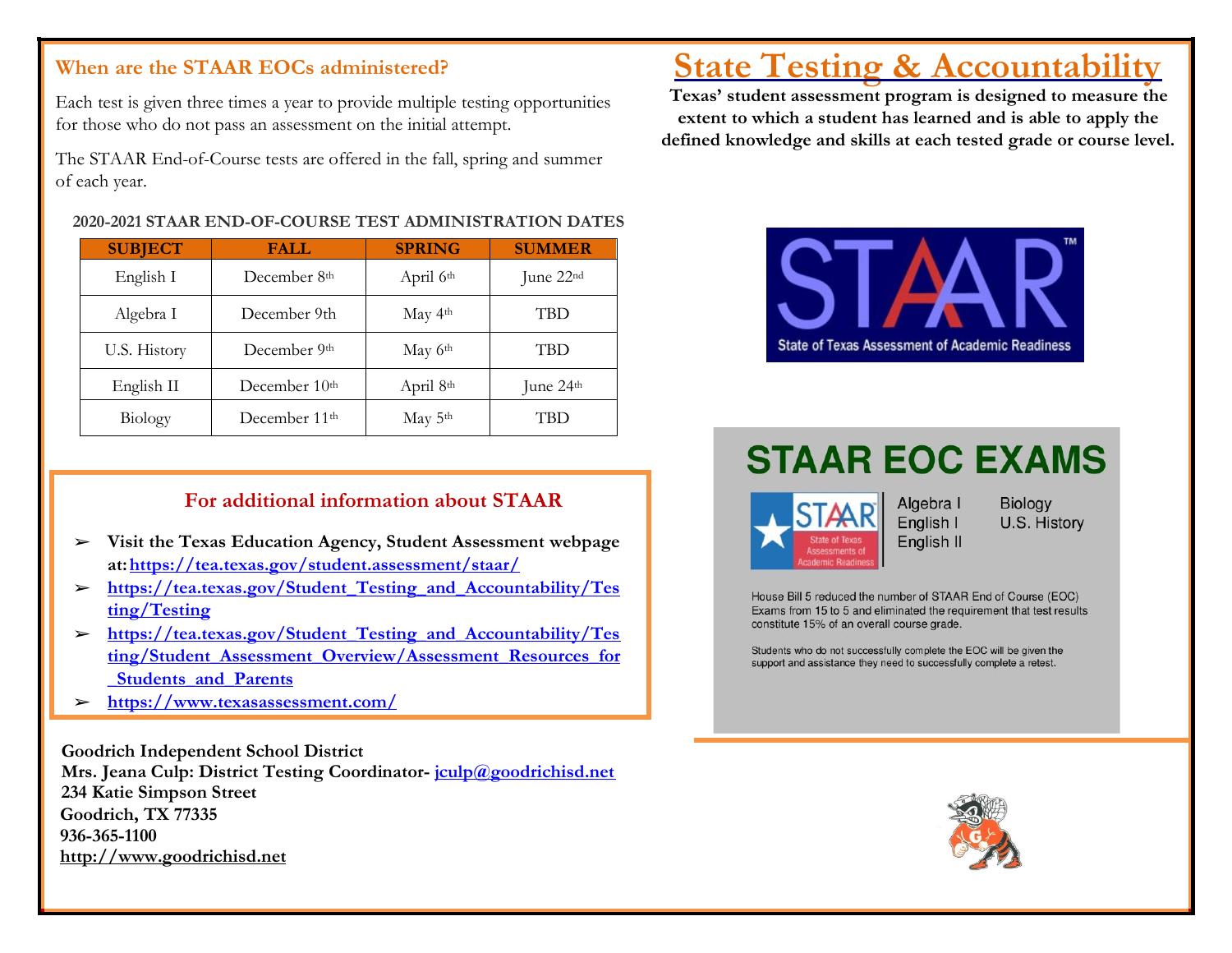# State Testing & Accountability

**Texas' student assessment program is designed to measure the extent to which a student has learned and is able to apply the defined knowledge and skills at each tested grade or course level.**

## When are the STAAR EOCs administered?

Each test is given three times a year to provide multiple testing opportunities for those who do not pass an assessment on the initial attempt.

The STAAR End-of-Course tests are offered in the fall, spring and summer of each year.

**2020-2021 STAAR END-OF-COURSE TEST ADMINISTRATION DATES**

| SUBJECT | FALL | SPRING | SUMMER |
|---|---|---|---|
| English I | December 8th | April 6th | June 22nd |
| Algebra I | December 9th | May 4th | TBD |
| U.S. History | December 9th | May 6th | TBD |
| English II | December 10th | April 8th | June 24th |
| Biology | December 11th | May 5th | TBD |

### For additional information about STAAR

- **Visit the Texas Education Agency, Student Assessment webpage at: https://tea.texas.gov/student.assessment/staar/**
- https://tea.texas.gov/Student_Testing_and_Accountability/Testing/Testing
- https://tea.texas.gov/Student_Testing_and_Accountability/Testing/Student_Assessment_Overview/Assessment_Resources_for_Students_and_Parents
- https://www.texasassessment.com/

## STAAR EOC EXAMS

Algebra I
English I
English II
Biology
U.S. History

House Bill 5 reduced the number of STAAR End of Course (EOC) Exams from 15 to 5 and eliminated the requirement that test results constitute 15% of an overall course grade.

Students who do not successfully complete the EOC will be given the support and assistance they need to successfully complete a retest.

**Goodrich Independent School District**
**Mrs. Jeana Culp: District Testing Coordinator- jculp@goodrichisd.net**
**234 Katie Simpson Street**
**Goodrich, TX 77335**
**936-365-1100**
**http://www.goodrichisd.net**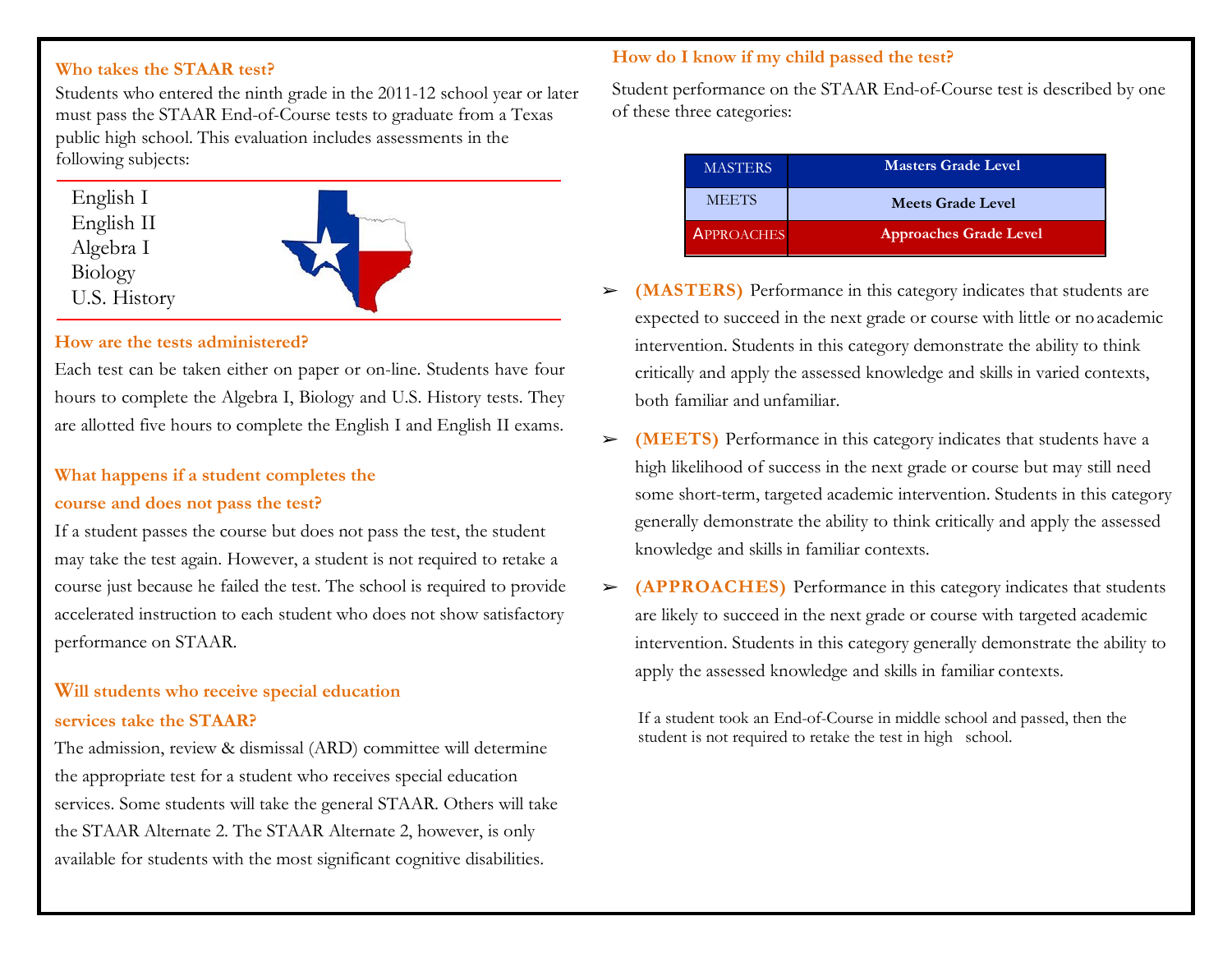### Who takes the STAAR test?

Students who entered the ninth grade in the 2011-12 school year or later must pass the STAAR End-of-Course tests to graduate from a Texas public high school. This evaluation includes assessments in the following subjects:

- English I
- English II
- Algebra I
- Biology
- U.S. History

### How are the tests administered?

Each test can be taken either on paper or on-line. Students have four hours to complete the Algebra I, Biology and U.S. History tests. They are allotted five hours to complete the English I and English II exams.

### What happens if a student completes the course and does not pass the test?

If a student passes the course but does not pass the test, the student may take the test again. However, a student is not required to retake a course just because he failed the test. The school is required to provide accelerated instruction to each student who does not show satisfactory performance on STAAR.

### Will students who receive special education services take the STAAR?

The admission, review & dismissal (ARD) committee will determine the appropriate test for a student who receives special education services. Some students will take the general STAAR. Others will take the STAAR Alternate 2. The STAAR Alternate 2, however, is only available for students with the most significant cognitive disabilities.

### How do I know if my child passed the test?

Student performance on the STAAR End-of-Course test is described by one of these three categories:

| | |
|---|---|
| MASTERS | **Masters Grade Level** |
| MEETS | **Meets Grade Level** |
| APPROACHES | **Approaches Grade Level** |

- **(MASTERS)** Performance in this category indicates that students are expected to succeed in the next grade or course with little or no academic intervention. Students in this category demonstrate the ability to think critically and apply the assessed knowledge and skills in varied contexts, both familiar and unfamiliar.
- **(MEETS)** Performance in this category indicates that students have a high likelihood of success in the next grade or course but may still need some short-term, targeted academic intervention. Students in this category generally demonstrate the ability to think critically and apply the assessed knowledge and skills in familiar contexts.
- **(APPROACHES)** Performance in this category indicates that students are likely to succeed in the next grade or course with targeted academic intervention. Students in this category generally demonstrate the ability to apply the assessed knowledge and skills in familiar contexts.

If a student took an End-of-Course in middle school and passed, then the student is not required to retake the test in high school.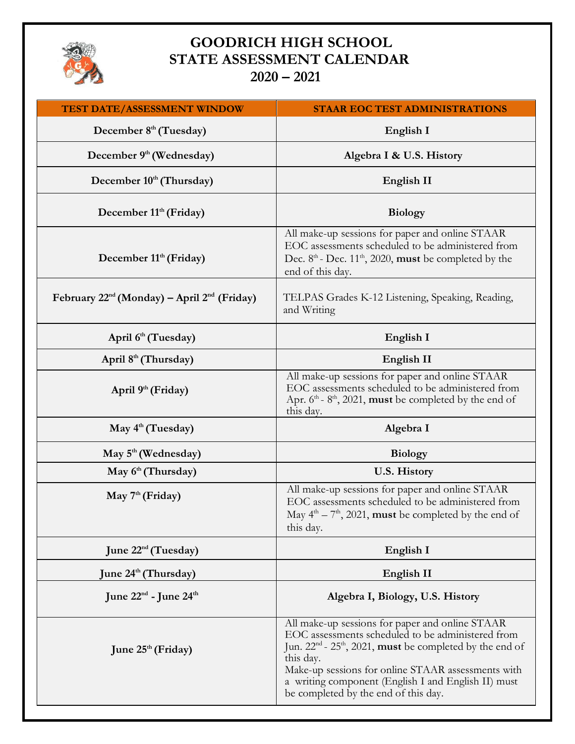# GOODRICH HIGH SCHOOL
# STATE ASSESSMENT CALENDAR
# 2020 – 2021

| TEST DATE/ASSESSMENT WINDOW | STAAR EOC TEST ADMINISTRATIONS |
|---|---|
| **December 8th (Tuesday)** | **English I** |
| **December 9th (Wednesday)** | **Algebra I & U.S. History** |
| **December 10th (Thursday)** | **English II** |
| **December 11th (Friday)** | **Biology** |
| **December 11th (Friday)** | All make-up sessions for paper and online STAAR EOC assessments scheduled to be administered from Dec. 8th - Dec. 11th, 2020, **must** be completed by the end of this day. |
| **February 22nd (Monday) – April 2nd (Friday)** | TELPAS Grades K-12 Listening, Speaking, Reading, and Writing |
| **April 6th (Tuesday)** | **English I** |
| **April 8th (Thursday)** | **English II** |
| **April 9th (Friday)** | All make-up sessions for paper and online STAAR EOC assessments scheduled to be administered from Apr. 6th - 8th, 2021, **must** be completed by the end of this day. |
| **May 4th (Tuesday)** | **Algebra I** |
| **May 5th (Wednesday)** | **Biology** |
| **May 6th (Thursday)** | **U.S. History** |
| **May 7th (Friday)** | All make-up sessions for paper and online STAAR EOC assessments scheduled to be administered from May 4th – 7th, 2021, **must** be completed by the end of this day. |
| **June 22nd (Tuesday)** | **English I** |
| **June 24th (Thursday)** | **English II** |
| **June 22nd - June 24th** | **Algebra I, Biology, U.S. History** |
| **June 25th (Friday)** | All make-up sessions for paper and online STAAR EOC assessments scheduled to be administered from Jun. 22nd - 25th, 2021, **must** be completed by the end of this day. Make-up sessions for online STAAR assessments with a writing component (English I and English II) must be completed by the end of this day. |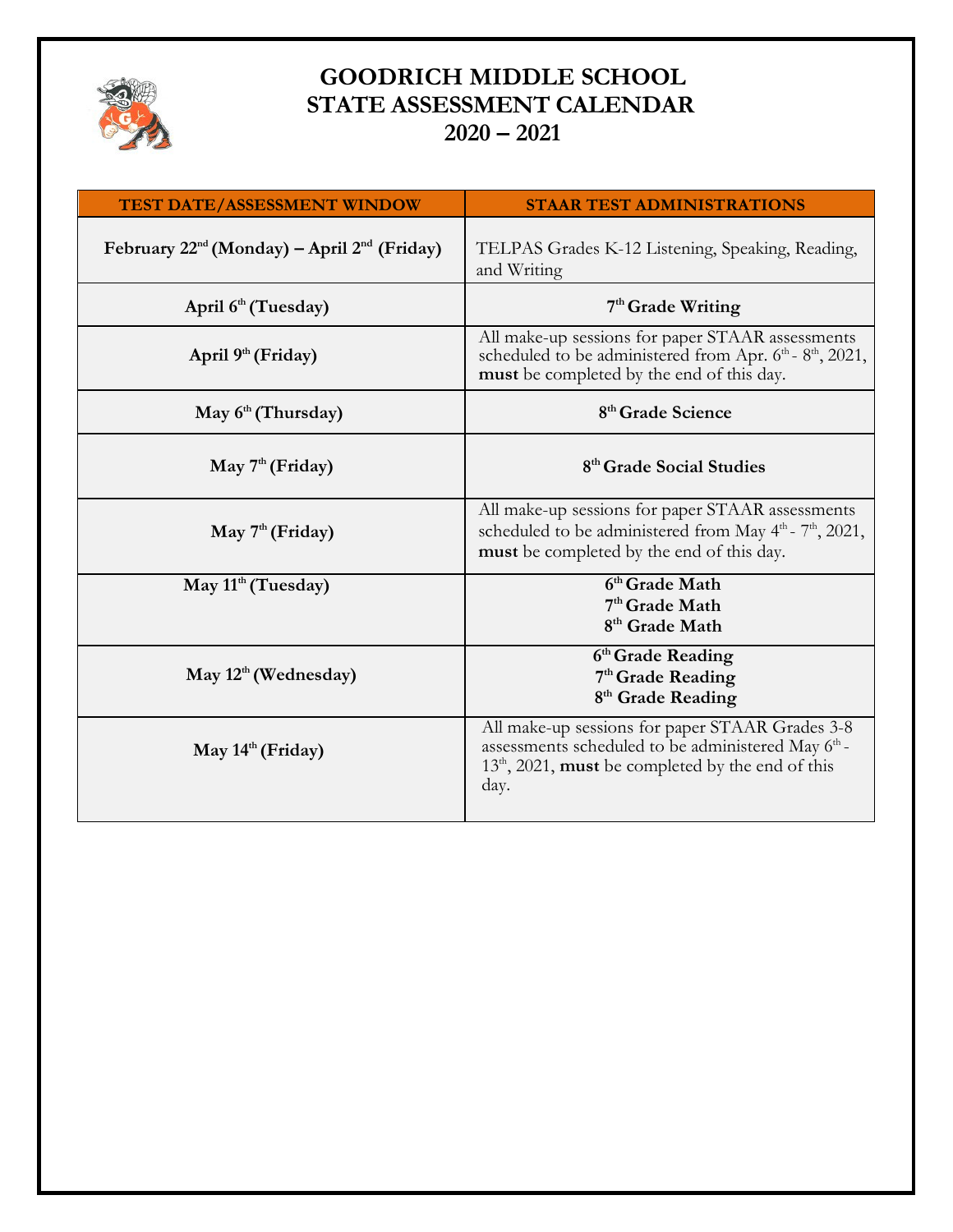# GOODRICH MIDDLE SCHOOL
# STATE ASSESSMENT CALENDAR
# 2020 – 2021

| TEST DATE/ASSESSMENT WINDOW | STAAR TEST ADMINISTRATIONS |
|---|---|
| **February 22nd (Monday) – April 2nd (Friday)** | TELPAS Grades K-12 Listening, Speaking, Reading, and Writing |
| **April 6th (Tuesday)** | **7th Grade Writing** |
| **April 9th (Friday)** | All make-up sessions for paper STAAR assessments scheduled to be administered from Apr. 6th - 8th, 2021, **must** be completed by the end of this day. |
| **May 6th (Thursday)** | **8th Grade Science** |
| **May 7th (Friday)** | **8th Grade Social Studies** |
| **May 7th (Friday)** | All make-up sessions for paper STAAR assessments scheduled to be administered from May 4th - 7th, 2021, **must** be completed by the end of this day. |
| **May 11th (Tuesday)** | **6th Grade Math**<br>**7th Grade Math**<br>**8th Grade Math** |
| **May 12th (Wednesday)** | **6th Grade Reading**<br>**7th Grade Reading**<br>**8th Grade Reading** |
| **May 14th (Friday)** | All make-up sessions for paper STAAR Grades 3-8 assessments scheduled to be administered May 6th - 13th, 2021, **must** be completed by the end of this day. |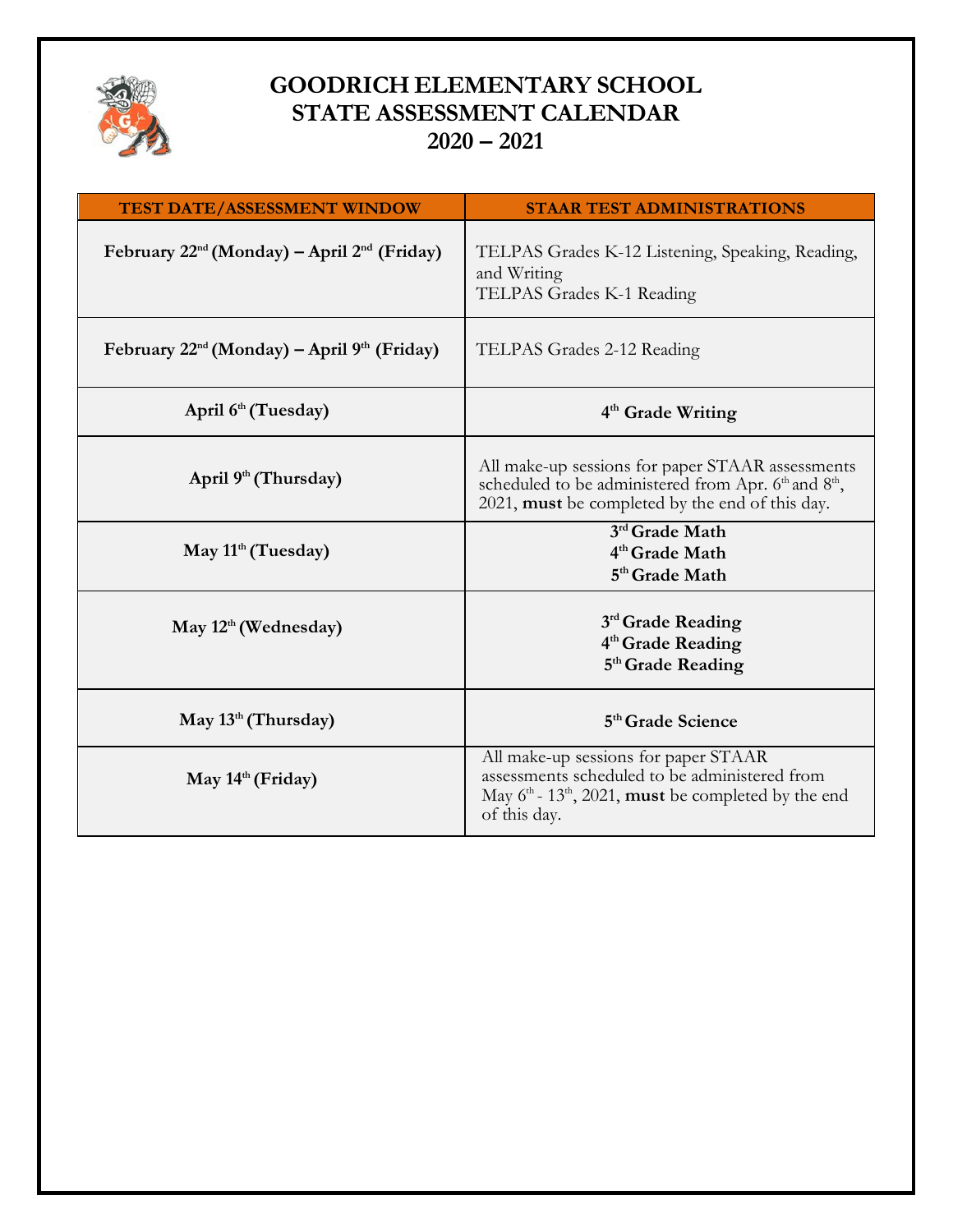# GOODRICH ELEMENTARY SCHOOL
# STATE ASSESSMENT CALENDAR
# 2020 – 2021

| TEST DATE/ASSESSMENT WINDOW | STAAR TEST ADMINISTRATIONS |
|---|---|
| **February 22nd (Monday) – April 2nd (Friday)** | TELPAS Grades K-12 Listening, Speaking, Reading, and Writing<br>TELPAS Grades K-1 Reading |
| **February 22nd (Monday) – April 9th (Friday)** | TELPAS Grades 2-12 Reading |
| **April 6th (Tuesday)** | **4th Grade Writing** |
| **April 9th (Thursday)** | All make-up sessions for paper STAAR assessments scheduled to be administered from Apr. 6th and 8th, 2021, **must** be completed by the end of this day. |
| **May 11th (Tuesday)** | **3rd Grade Math**<br>**4th Grade Math**<br>**5th Grade Math** |
| **May 12th (Wednesday)** | **3rd Grade Reading**<br>**4th Grade Reading**<br>**5th Grade Reading** |
| **May 13th (Thursday)** | **5th Grade Science** |
| **May 14th (Friday)** | All make-up sessions for paper STAAR assessments scheduled to be administered from May 6th - 13th, 2021, **must** be completed by the end of this day. |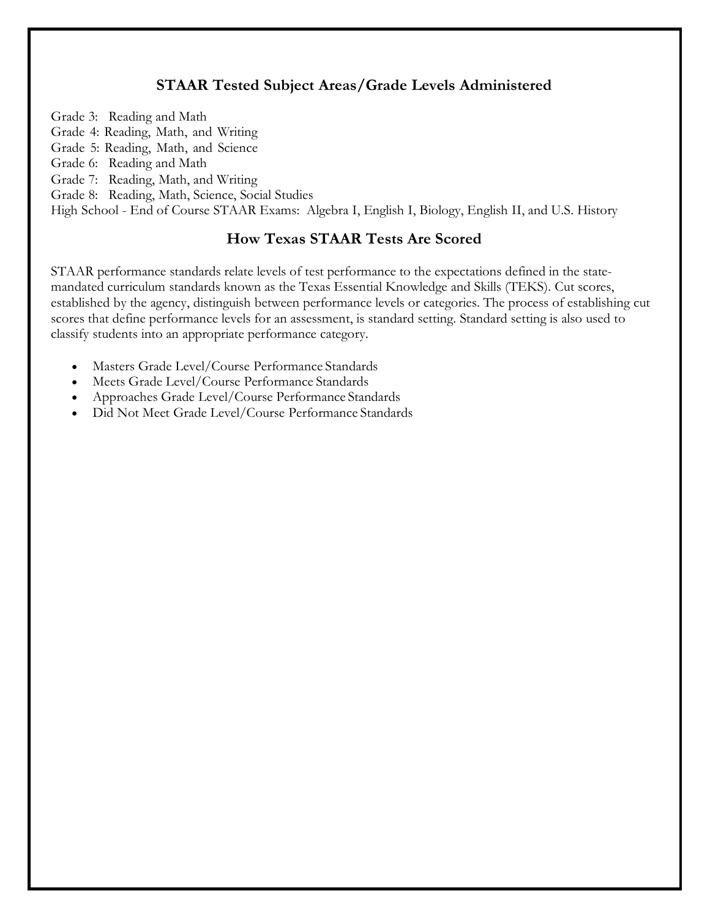## STAAR Tested Subject Areas/Grade Levels Administered

Grade 3: Reading and Math
Grade 4: Reading, Math, and Writing
Grade 5: Reading, Math, and Science
Grade 6: Reading and Math
Grade 7: Reading, Math, and Writing
Grade 8: Reading, Math, Science, Social Studies
High School - End of Course STAAR Exams: Algebra I, English I, Biology, English II, and U.S. History

## How Texas STAAR Tests Are Scored

STAAR performance standards relate levels of test performance to the expectations defined in the state-mandated curriculum standards known as the Texas Essential Knowledge and Skills (TEKS). Cut scores, established by the agency, distinguish between performance levels or categories. The process of establishing cut scores that define performance levels for an assessment, is standard setting. Standard setting is also used to classify students into an appropriate performance category.

- Masters Grade Level/Course Performance Standards
- Meets Grade Level/Course Performance Standards
- Approaches Grade Level/Course Performance Standards
- Did Not Meet Grade Level/Course Performance Standards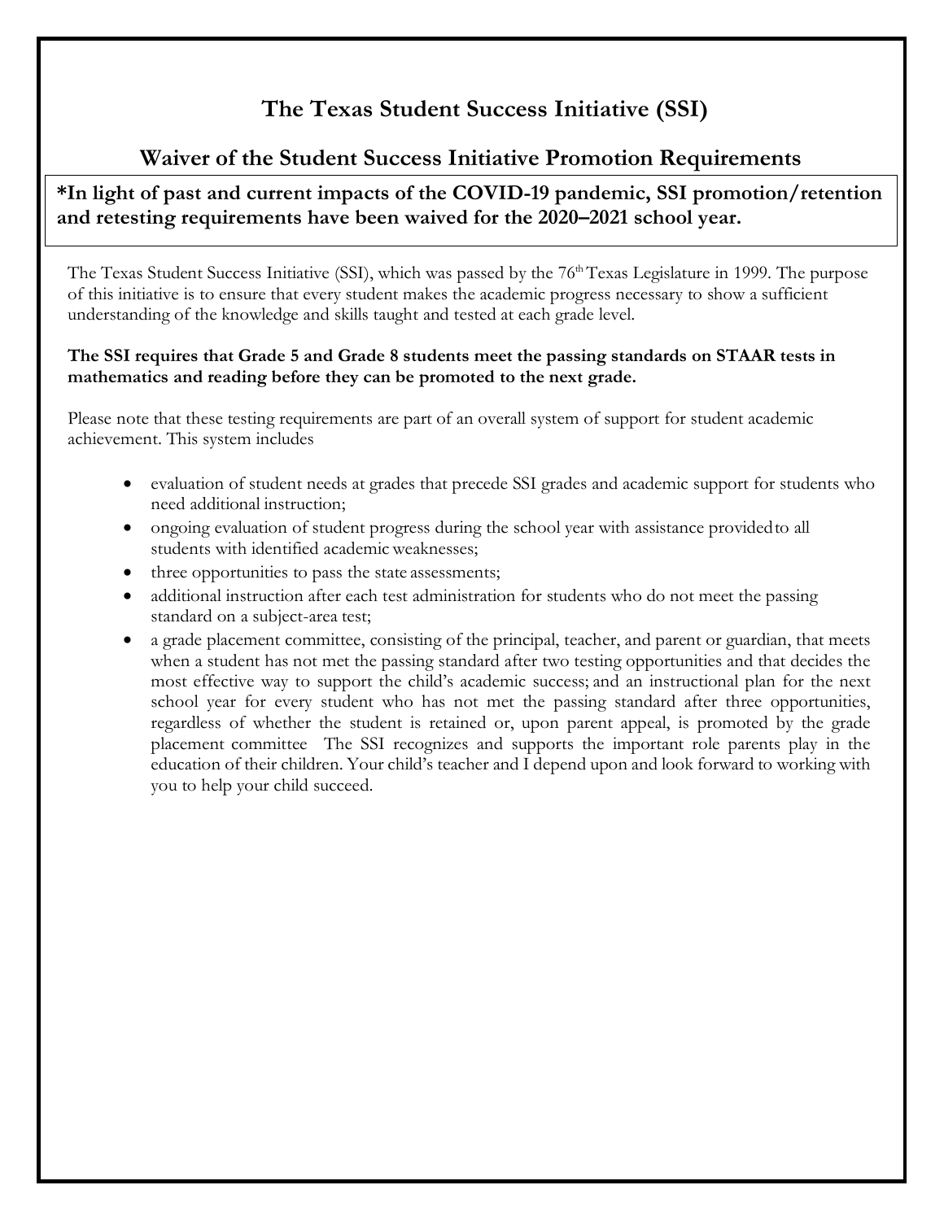# The Texas Student Success Initiative (SSI)

## Waiver of the Student Success Initiative Promotion Requirements

**\*In light of past and current impacts of the COVID-19 pandemic, SSI promotion/retention and retesting requirements have been waived for the 2020–2021 school year.**

The Texas Student Success Initiative (SSI), which was passed by the 76th Texas Legislature in 1999. The purpose of this initiative is to ensure that every student makes the academic progress necessary to show a sufficient understanding of the knowledge and skills taught and tested at each grade level.

**The SSI requires that Grade 5 and Grade 8 students meet the passing standards on STAAR tests in mathematics and reading before they can be promoted to the next grade.**

Please note that these testing requirements are part of an overall system of support for student academic achievement. This system includes

- evaluation of student needs at grades that precede SSI grades and academic support for students who need additional instruction;
- ongoing evaluation of student progress during the school year with assistance provided to all students with identified academic weaknesses;
- three opportunities to pass the state assessments;
- additional instruction after each test administration for students who do not meet the passing standard on a subject-area test;
- a grade placement committee, consisting of the principal, teacher, and parent or guardian, that meets when a student has not met the passing standard after two testing opportunities and that decides the most effective way to support the child's academic success; and an instructional plan for the next school year for every student who has not met the passing standard after three opportunities, regardless of whether the student is retained or, upon parent appeal, is promoted by the grade placement committee The SSI recognizes and supports the important role parents play in the education of their children. Your child's teacher and I depend upon and look forward to working with you to help your child succeed.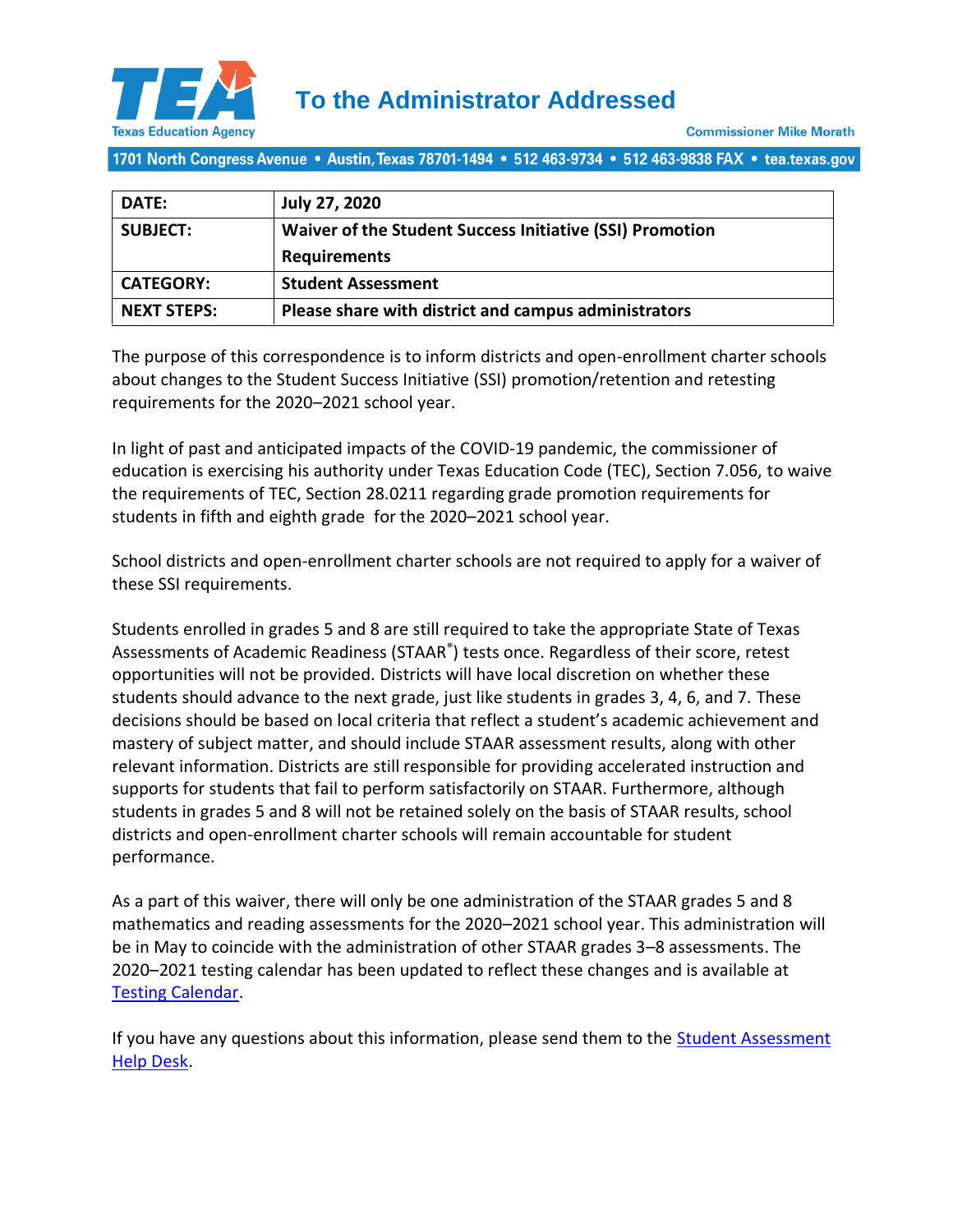# To the Administrator Addressed

Texas Education Agency

Commissioner Mike Morath

1701 North Congress Avenue • Austin, Texas 78701-1494 • 512 463-9734 • 512 463-9838 FAX • tea.texas.gov

| | |
|---|---|
| **DATE:** | **July 27, 2020** |
| **SUBJECT:** | **Waiver of the Student Success Initiative (SSI) Promotion Requirements** |
| **CATEGORY:** | **Student Assessment** |
| **NEXT STEPS:** | **Please share with district and campus administrators** |

The purpose of this correspondence is to inform districts and open-enrollment charter schools about changes to the Student Success Initiative (SSI) promotion/retention and retesting requirements for the 2020–2021 school year.

In light of past and anticipated impacts of the COVID-19 pandemic, the commissioner of education is exercising his authority under Texas Education Code (TEC), Section 7.056, to waive the requirements of TEC, Section 28.0211 regarding grade promotion requirements for students in fifth and eighth grade for the 2020–2021 school year.

School districts and open-enrollment charter schools are not required to apply for a waiver of these SSI requirements.

Students enrolled in grades 5 and 8 are still required to take the appropriate State of Texas Assessments of Academic Readiness (STAAR®) tests once. Regardless of their score, retest opportunities will not be provided. Districts will have local discretion on whether these students should advance to the next grade, just like students in grades 3, 4, 6, and 7. These decisions should be based on local criteria that reflect a student's academic achievement and mastery of subject matter, and should include STAAR assessment results, along with other relevant information. Districts are still responsible for providing accelerated instruction and supports for students that fail to perform satisfactorily on STAAR. Furthermore, although students in grades 5 and 8 will not be retained solely on the basis of STAAR results, school districts and open-enrollment charter schools will remain accountable for student performance.

As a part of this waiver, there will only be one administration of the STAAR grades 5 and 8 mathematics and reading assessments for the 2020–2021 school year. This administration will be in May to coincide with the administration of other STAAR grades 3–8 assessments. The 2020–2021 testing calendar has been updated to reflect these changes and is available at Testing Calendar.

If you have any questions about this information, please send them to the Student Assessment Help Desk.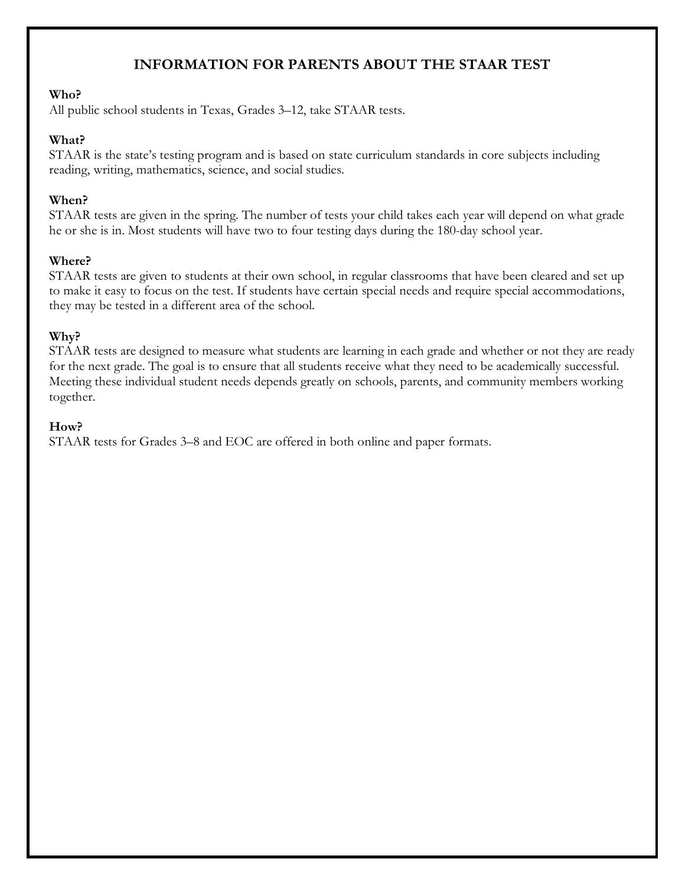# INFORMATION FOR PARENTS ABOUT THE STAAR TEST

**Who?**
All public school students in Texas, Grades 3–12, take STAAR tests.

**What?**
STAAR is the state's testing program and is based on state curriculum standards in core subjects including reading, writing, mathematics, science, and social studies.

**When?**
STAAR tests are given in the spring. The number of tests your child takes each year will depend on what grade he or she is in. Most students will have two to four testing days during the 180-day school year.

**Where?**
STAAR tests are given to students at their own school, in regular classrooms that have been cleared and set up to make it easy to focus on the test. If students have certain special needs and require special accommodations, they may be tested in a different area of the school.

**Why?**
STAAR tests are designed to measure what students are learning in each grade and whether or not they are ready for the next grade. The goal is to ensure that all students receive what they need to be academically successful. Meeting these individual student needs depends greatly on schools, parents, and community members working together.

**How?**
STAAR tests for Grades 3–8 and EOC are offered in both online and paper formats.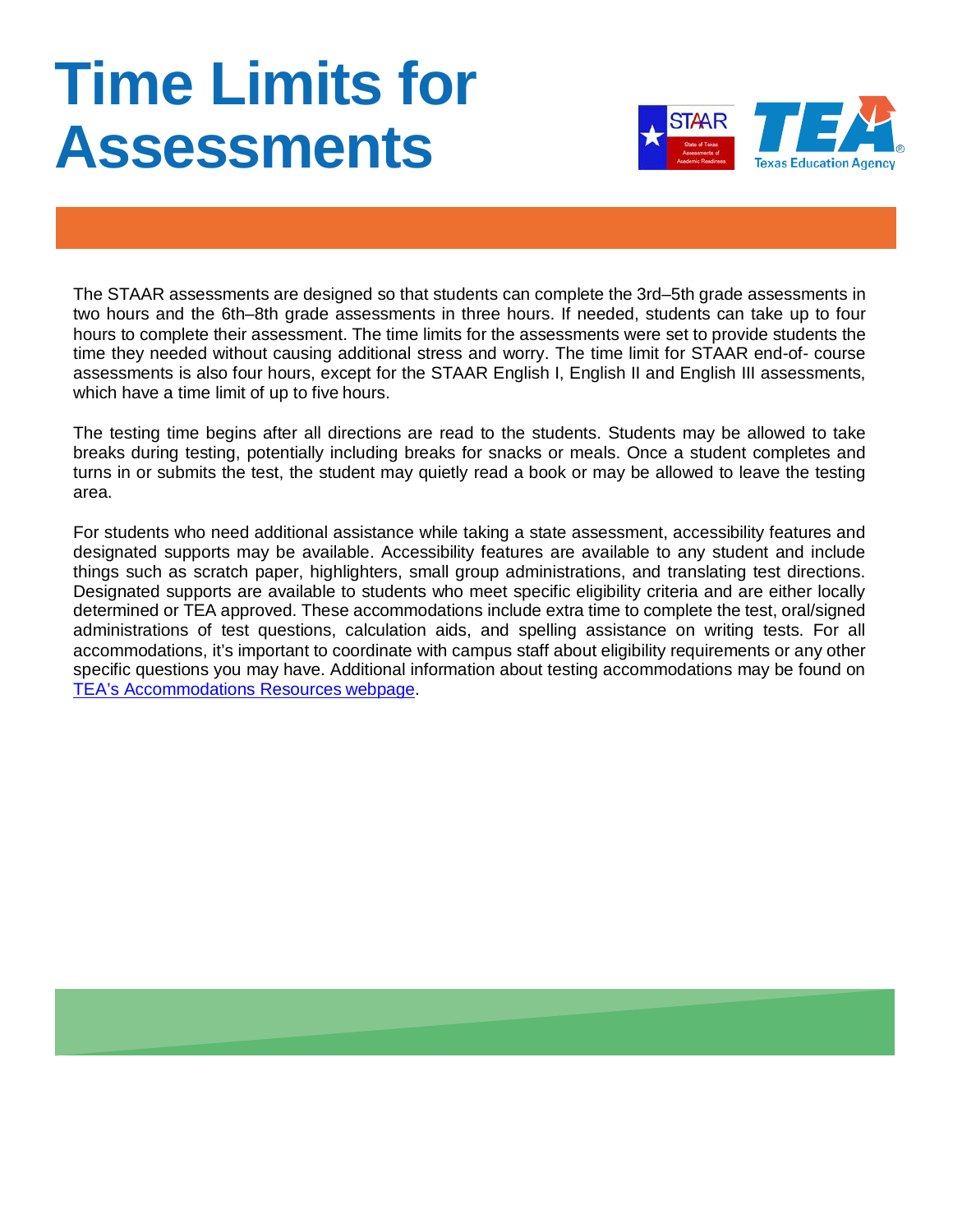# Time Limits for Assessments

The STAAR assessments are designed so that students can complete the 3rd–5th grade assessments in two hours and the 6th–8th grade assessments in three hours. If needed, students can take up to four hours to complete their assessment. The time limits for the assessments were set to provide students the time they needed without causing additional stress and worry. The time limit for STAAR end-of- course assessments is also four hours, except for the STAAR English I, English II and English III assessments, which have a time limit of up to five hours.

The testing time begins after all directions are read to the students. Students may be allowed to take breaks during testing, potentially including breaks for snacks or meals. Once a student completes and turns in or submits the test, the student may quietly read a book or may be allowed to leave the testing area.

For students who need additional assistance while taking a state assessment, accessibility features and designated supports may be available. Accessibility features are available to any student and include things such as scratch paper, highlighters, small group administrations, and translating test directions. Designated supports are available to students who meet specific eligibility criteria and are either locally determined or TEA approved. These accommodations include extra time to complete the test, oral/signed administrations of test questions, calculation aids, and spelling assistance on writing tests. For all accommodations, it's important to coordinate with campus staff about eligibility requirements or any other specific questions you may have. Additional information about testing accommodations may be found on TEA's Accommodations Resources webpage.